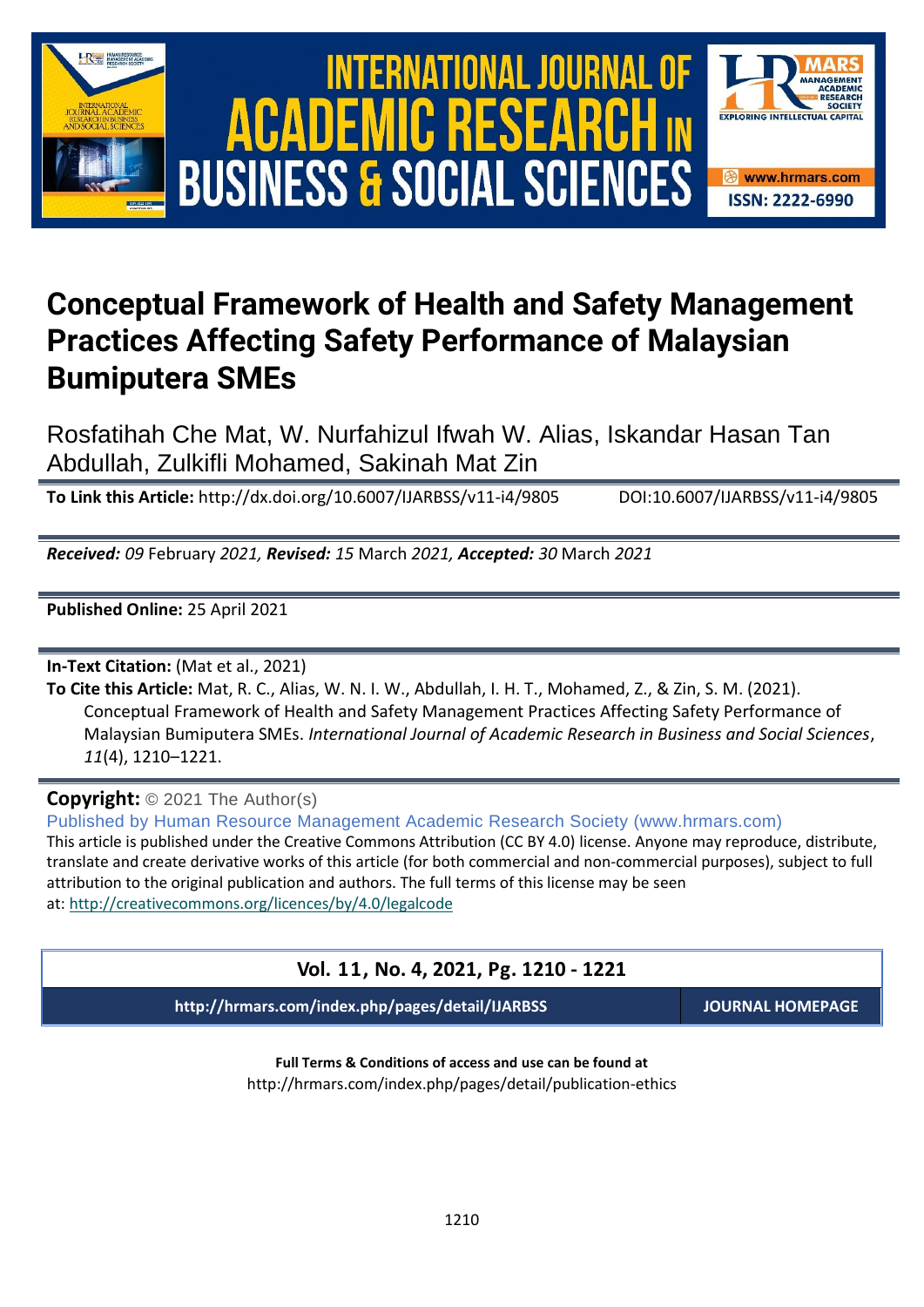# Conceptual Framework of Health and Safety Management Practices Affecting Safety Performance of Malaysian Bumiputera SMEs

Rosfatihah Che Mat, W. Nurfahizul Ifwah W. Alias, Iskandar Hasan Tan Abdullah, Zulkifli Mohamed, Sakinah Mat Zin

**To Link this Article:** http://dx.doi.org/10.6007/IJARBSS/v11-i4/9805 DOI:10.6007/IJARBSS/v11-i4/9805

***Received:** 09* February *2021, **Revised:** 15* March *2021, **Accepted:** 30* March *2021*

**Published Online:** 25 April 2021

**In-Text Citation:** (Mat et al., 2021)

**To Cite this Article:** Mat, R. C., Alias, W. N. I. W., Abdullah, I. H. T., Mohamed, Z., & Zin, S. M. (2021). Conceptual Framework of Health and Safety Management Practices Affecting Safety Performance of Malaysian Bumiputera SMEs. *International Journal of Academic Research in Business and Social Sciences*, *11*(4), 1210–1221.

**Copyright:** © 2021 The Author(s)

Published by Human Resource Management Academic Research Society (www.hrmars.com)

This article is published under the Creative Commons Attribution (CC BY 4.0) license. Anyone may reproduce, distribute, translate and create derivative works of this article (for both commercial and non-commercial purposes), subject to full attribution to the original publication and authors. The full terms of this license may be seen at: http://creativecommons.org/licences/by/4.0/legalcode

**Vol. 11, No. 4, 2021, Pg. 1210 - 1221**

**http://hrmars.com/index.php/pages/detail/IJARBSS** **JOURNAL HOMEPAGE**

**Full Terms & Conditions of access and use can be found at**

http://hrmars.com/index.php/pages/detail/publication-ethics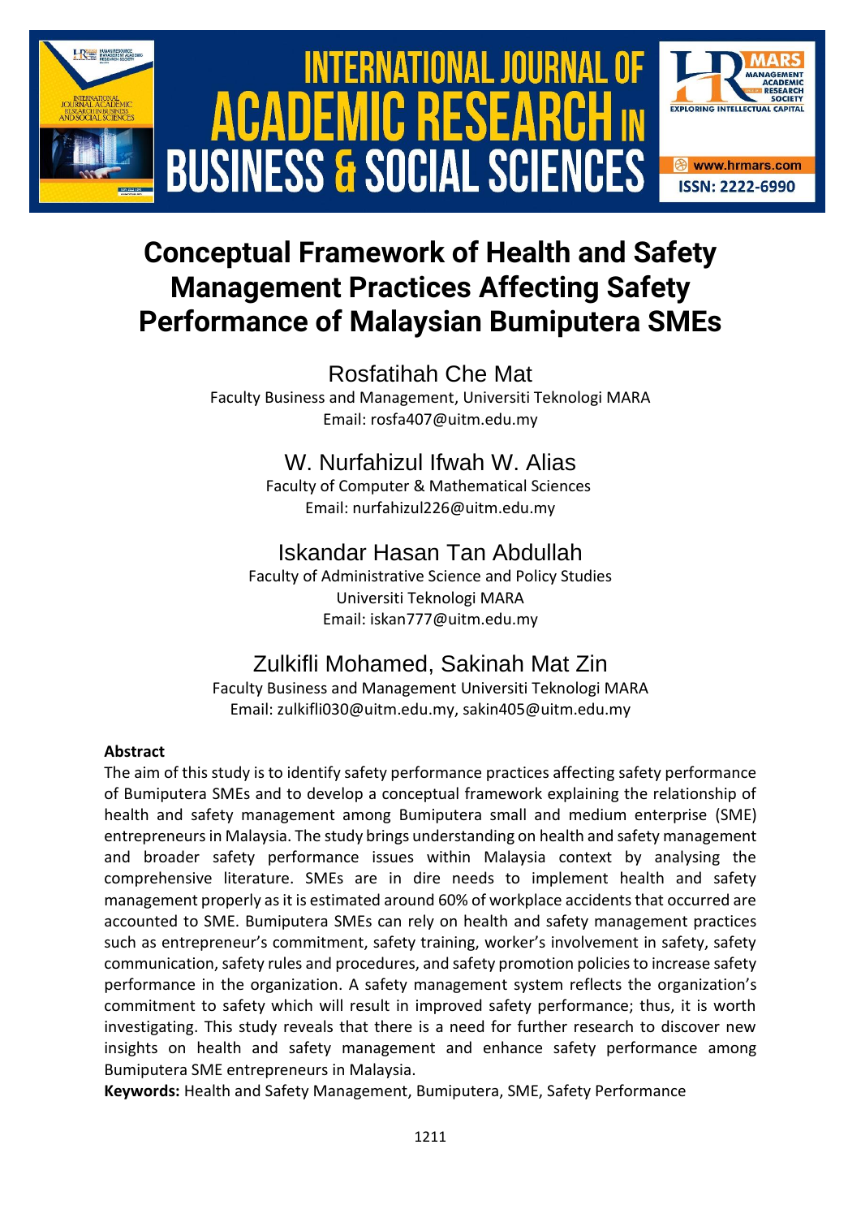# Conceptual Framework of Health and Safety Management Practices Affecting Safety Performance of Malaysian Bumiputera SMEs

Rosfatihah Che Mat

Faculty Business and Management, Universiti Teknologi MARA

Email: rosfa407@uitm.edu.my

W. Nurfahizul Ifwah W. Alias

Faculty of Computer & Mathematical Sciences

Email: nurfahizul226@uitm.edu.my

Iskandar Hasan Tan Abdullah

Faculty of Administrative Science and Policy Studies

Universiti Teknologi MARA

Email: iskan777@uitm.edu.my

Zulkifli Mohamed, Sakinah Mat Zin

Faculty Business and Management Universiti Teknologi MARA

Email: zulkifli030@uitm.edu.my, sakin405@uitm.edu.my

**Abstract**

The aim of this study is to identify safety performance practices affecting safety performance of Bumiputera SMEs and to develop a conceptual framework explaining the relationship of health and safety management among Bumiputera small and medium enterprise (SME) entrepreneurs in Malaysia. The study brings understanding on health and safety management and broader safety performance issues within Malaysia context by analysing the comprehensive literature. SMEs are in dire needs to implement health and safety management properly as it is estimated around 60% of workplace accidents that occurred are accounted to SME. Bumiputera SMEs can rely on health and safety management practices such as entrepreneur's commitment, safety training, worker's involvement in safety, safety communication, safety rules and procedures, and safety promotion policies to increase safety performance in the organization. A safety management system reflects the organization's commitment to safety which will result in improved safety performance; thus, it is worth investigating. This study reveals that there is a need for further research to discover new insights on health and safety management and enhance safety performance among Bumiputera SME entrepreneurs in Malaysia.

**Keywords:** Health and Safety Management, Bumiputera, SME, Safety Performance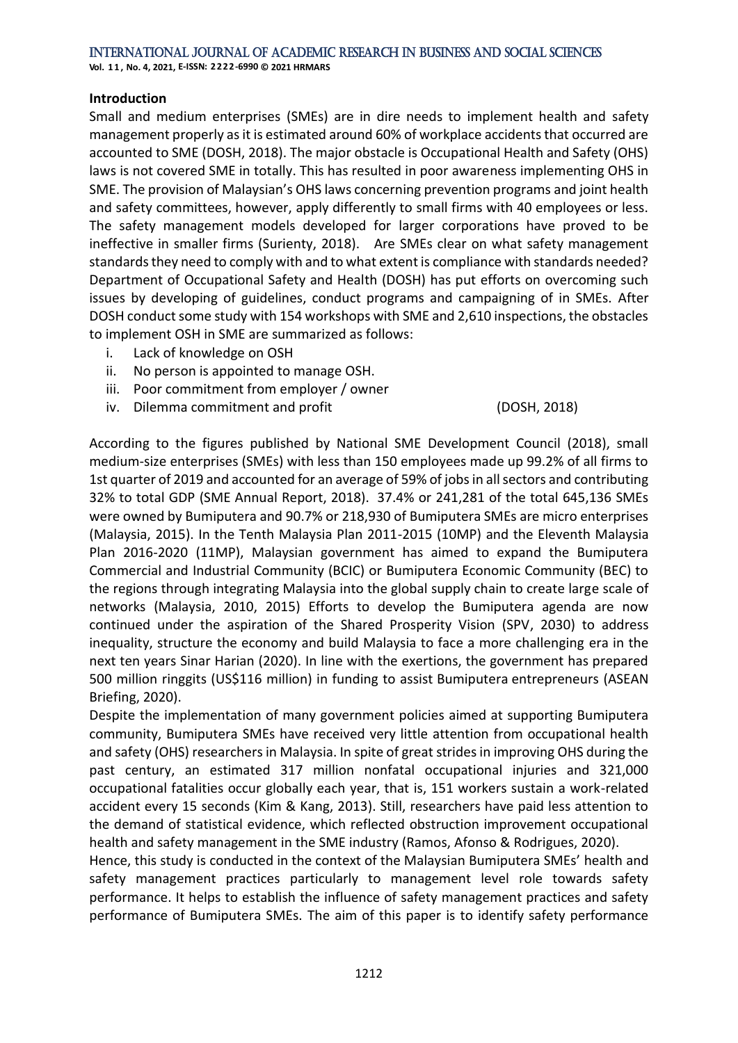## Introduction

Small and medium enterprises (SMEs) are in dire needs to implement health and safety management properly as it is estimated around 60% of workplace accidents that occurred are accounted to SME (DOSH, 2018). The major obstacle is Occupational Health and Safety (OHS) laws is not covered SME in totally. This has resulted in poor awareness implementing OHS in SME. The provision of Malaysian's OHS laws concerning prevention programs and joint health and safety committees, however, apply differently to small firms with 40 employees or less. The safety management models developed for larger corporations have proved to be ineffective in smaller firms (Surienty, 2018). Are SMEs clear on what safety management standards they need to comply with and to what extent is compliance with standards needed? Department of Occupational Safety and Health (DOSH) has put efforts on overcoming such issues by developing of guidelines, conduct programs and campaigning of in SMEs. After DOSH conduct some study with 154 workshops with SME and 2,610 inspections, the obstacles to implement OSH in SME are summarized as follows:

i. Lack of knowledge on OSH
ii. No person is appointed to manage OSH.
iii. Poor commitment from employer / owner
iv. Dilemma commitment and profit (DOSH, 2018)

According to the figures published by National SME Development Council (2018), small medium-size enterprises (SMEs) with less than 150 employees made up 99.2% of all firms to 1st quarter of 2019 and accounted for an average of 59% of jobs in all sectors and contributing 32% to total GDP (SME Annual Report, 2018). 37.4% or 241,281 of the total 645,136 SMEs were owned by Bumiputera and 90.7% or 218,930 of Bumiputera SMEs are micro enterprises (Malaysia, 2015). In the Tenth Malaysia Plan 2011-2015 (10MP) and the Eleventh Malaysia Plan 2016-2020 (11MP), Malaysian government has aimed to expand the Bumiputera Commercial and Industrial Community (BCIC) or Bumiputera Economic Community (BEC) to the regions through integrating Malaysia into the global supply chain to create large scale of networks (Malaysia, 2010, 2015) Efforts to develop the Bumiputera agenda are now continued under the aspiration of the Shared Prosperity Vision (SPV, 2030) to address inequality, structure the economy and build Malaysia to face a more challenging era in the next ten years Sinar Harian (2020). In line with the exertions, the government has prepared 500 million ringgits (US$116 million) in funding to assist Bumiputera entrepreneurs (ASEAN Briefing, 2020).

Despite the implementation of many government policies aimed at supporting Bumiputera community, Bumiputera SMEs have received very little attention from occupational health and safety (OHS) researchers in Malaysia. In spite of great strides in improving OHS during the past century, an estimated 317 million nonfatal occupational injuries and 321,000 occupational fatalities occur globally each year, that is, 151 workers sustain a work-related accident every 15 seconds (Kim & Kang, 2013). Still, researchers have paid less attention to the demand of statistical evidence, which reflected obstruction improvement occupational health and safety management in the SME industry (Ramos, Afonso & Rodrigues, 2020).

Hence, this study is conducted in the context of the Malaysian Bumiputera SMEs' health and safety management practices particularly to management level role towards safety performance. It helps to establish the influence of safety management practices and safety performance of Bumiputera SMEs. The aim of this paper is to identify safety performance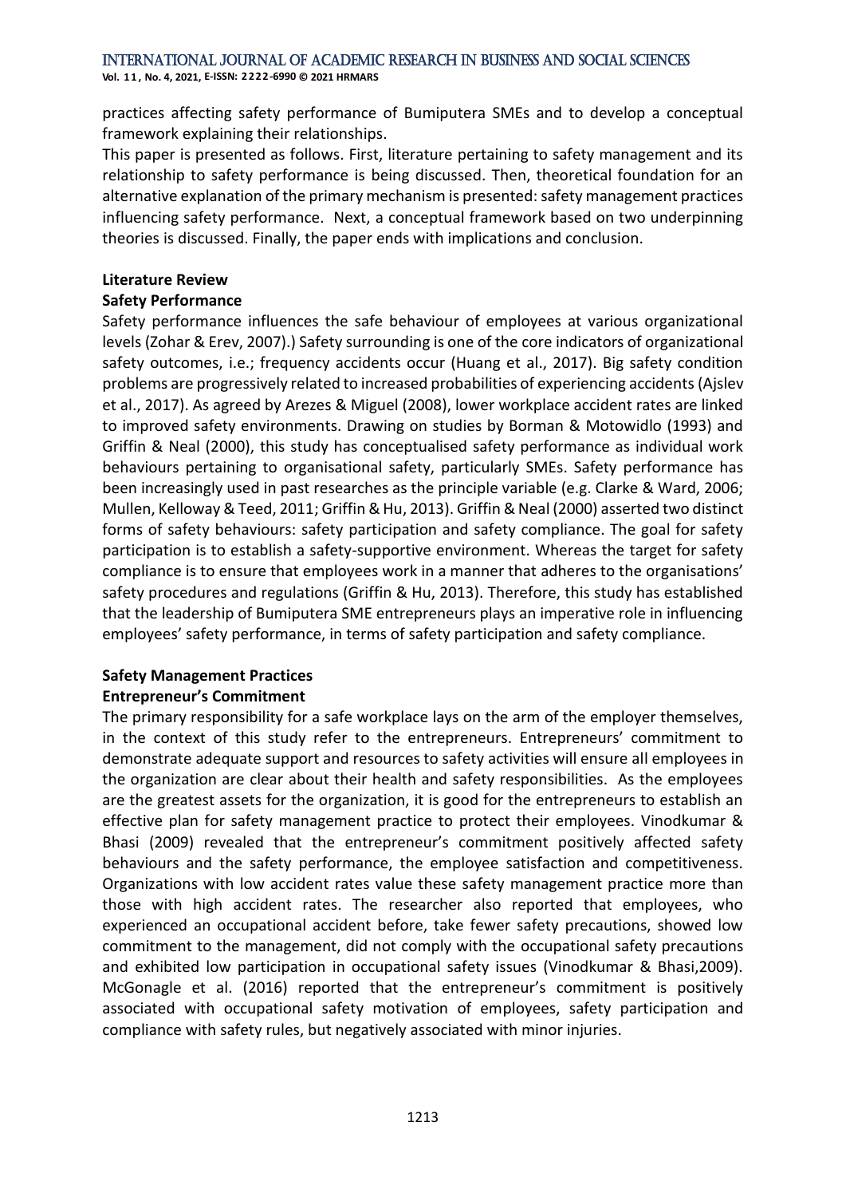practices affecting safety performance of Bumiputera SMEs and to develop a conceptual framework explaining their relationships.

This paper is presented as follows. First, literature pertaining to safety management and its relationship to safety performance is being discussed. Then, theoretical foundation for an alternative explanation of the primary mechanism is presented: safety management practices influencing safety performance. Next, a conceptual framework based on two underpinning theories is discussed. Finally, the paper ends with implications and conclusion.

## Literature Review

### Safety Performance

Safety performance influences the safe behaviour of employees at various organizational levels (Zohar & Erev, 2007).) Safety surrounding is one of the core indicators of organizational safety outcomes, i.e.; frequency accidents occur (Huang et al., 2017). Big safety condition problems are progressively related to increased probabilities of experiencing accidents (Ajslev et al., 2017). As agreed by Arezes & Miguel (2008), lower workplace accident rates are linked to improved safety environments. Drawing on studies by Borman & Motowidlo (1993) and Griffin & Neal (2000), this study has conceptualised safety performance as individual work behaviours pertaining to organisational safety, particularly SMEs. Safety performance has been increasingly used in past researches as the principle variable (e.g. Clarke & Ward, 2006; Mullen, Kelloway & Teed, 2011; Griffin & Hu, 2013). Griffin & Neal (2000) asserted two distinct forms of safety behaviours: safety participation and safety compliance. The goal for safety participation is to establish a safety-supportive environment. Whereas the target for safety compliance is to ensure that employees work in a manner that adheres to the organisations' safety procedures and regulations (Griffin & Hu, 2013). Therefore, this study has established that the leadership of Bumiputera SME entrepreneurs plays an imperative role in influencing employees' safety performance, in terms of safety participation and safety compliance.

### Safety Management Practices

#### Entrepreneur's Commitment

The primary responsibility for a safe workplace lays on the arm of the employer themselves, in the context of this study refer to the entrepreneurs. Entrepreneurs' commitment to demonstrate adequate support and resources to safety activities will ensure all employees in the organization are clear about their health and safety responsibilities. As the employees are the greatest assets for the organization, it is good for the entrepreneurs to establish an effective plan for safety management practice to protect their employees. Vinodkumar & Bhasi (2009) revealed that the entrepreneur's commitment positively affected safety behaviours and the safety performance, the employee satisfaction and competitiveness. Organizations with low accident rates value these safety management practice more than those with high accident rates. The researcher also reported that employees, who experienced an occupational accident before, take fewer safety precautions, showed low commitment to the management, did not comply with the occupational safety precautions and exhibited low participation in occupational safety issues (Vinodkumar & Bhasi,2009). McGonagle et al. (2016) reported that the entrepreneur's commitment is positively associated with occupational safety motivation of employees, safety participation and compliance with safety rules, but negatively associated with minor injuries.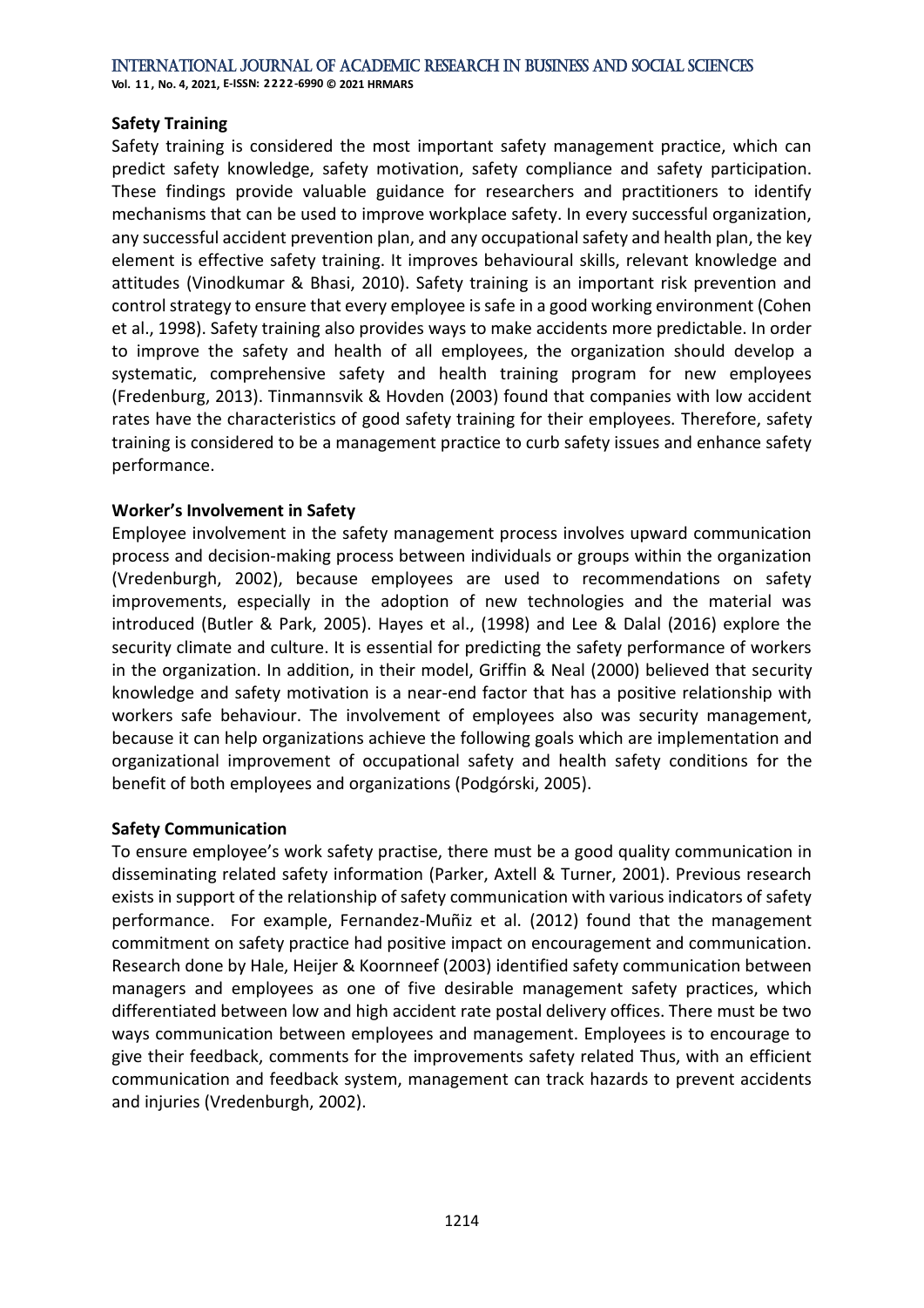**Safety Training**

Safety training is considered the most important safety management practice, which can predict safety knowledge, safety motivation, safety compliance and safety participation. These findings provide valuable guidance for researchers and practitioners to identify mechanisms that can be used to improve workplace safety. In every successful organization, any successful accident prevention plan, and any occupational safety and health plan, the key element is effective safety training. It improves behavioural skills, relevant knowledge and attitudes (Vinodkumar & Bhasi, 2010). Safety training is an important risk prevention and control strategy to ensure that every employee is safe in a good working environment (Cohen et al., 1998). Safety training also provides ways to make accidents more predictable. In order to improve the safety and health of all employees, the organization should develop a systematic, comprehensive safety and health training program for new employees (Fredenburg, 2013). Tinmannsvik & Hovden (2003) found that companies with low accident rates have the characteristics of good safety training for their employees. Therefore, safety training is considered to be a management practice to curb safety issues and enhance safety performance.

**Worker's Involvement in Safety**

Employee involvement in the safety management process involves upward communication process and decision-making process between individuals or groups within the organization (Vredenburgh, 2002), because employees are used to recommendations on safety improvements, especially in the adoption of new technologies and the material was introduced (Butler & Park, 2005). Hayes et al., (1998) and Lee & Dalal (2016) explore the security climate and culture. It is essential for predicting the safety performance of workers in the organization. In addition, in their model, Griffin & Neal (2000) believed that security knowledge and safety motivation is a near-end factor that has a positive relationship with workers safe behaviour. The involvement of employees also was security management, because it can help organizations achieve the following goals which are implementation and organizational improvement of occupational safety and health safety conditions for the benefit of both employees and organizations (Podgórski, 2005).

**Safety Communication**

To ensure employee's work safety practise, there must be a good quality communication in disseminating related safety information (Parker, Axtell & Turner, 2001). Previous research exists in support of the relationship of safety communication with various indicators of safety performance. For example, Fernandez-Muñiz et al. (2012) found that the management commitment on safety practice had positive impact on encouragement and communication. Research done by Hale, Heijer & Koornneef (2003) identified safety communication between managers and employees as one of five desirable management safety practices, which differentiated between low and high accident rate postal delivery offices. There must be two ways communication between employees and management. Employees is to encourage to give their feedback, comments for the improvements safety related Thus, with an efficient communication and feedback system, management can track hazards to prevent accidents and injuries (Vredenburgh, 2002).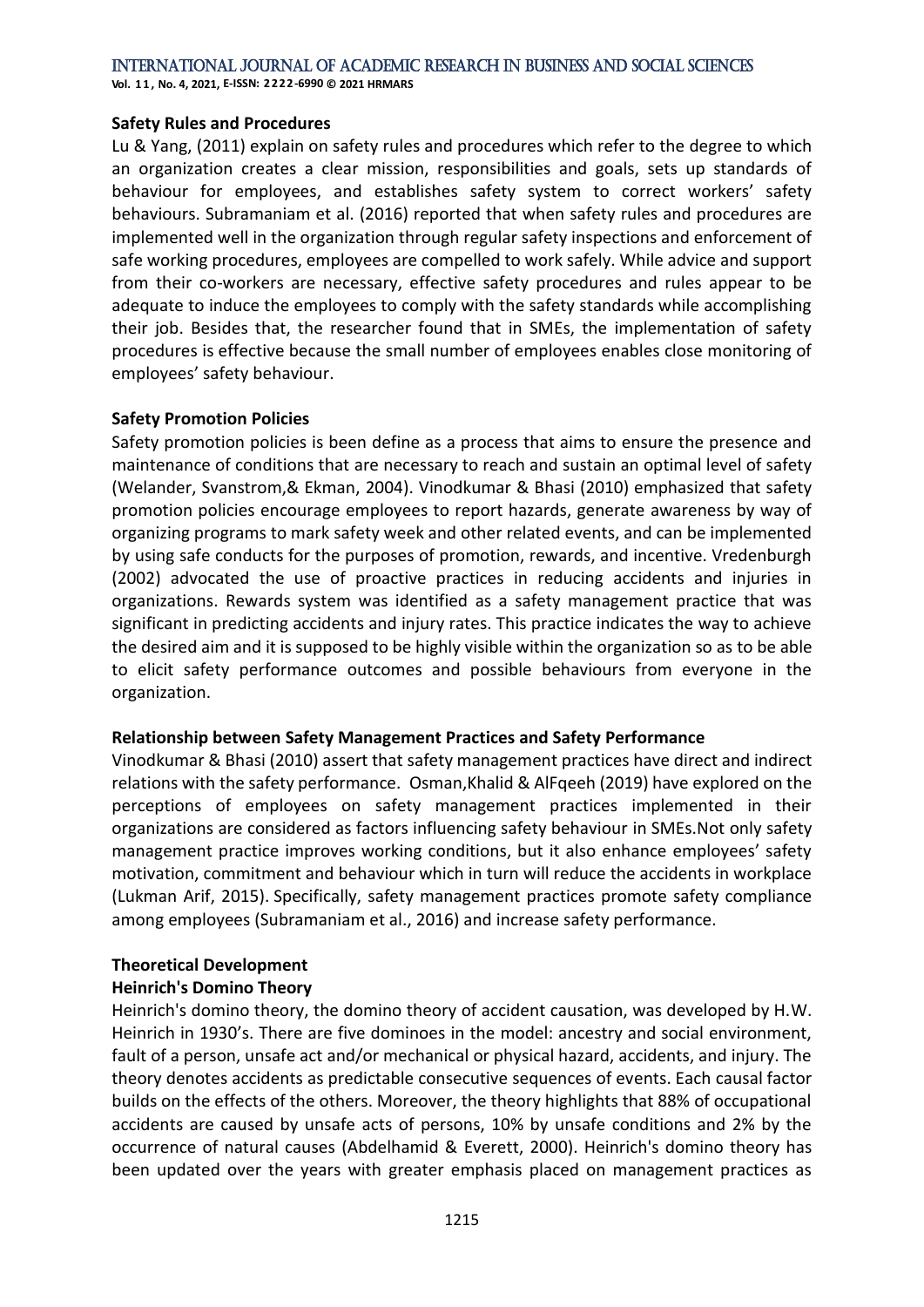**Safety Rules and Procedures**

Lu & Yang, (2011) explain on safety rules and procedures which refer to the degree to which an organization creates a clear mission, responsibilities and goals, sets up standards of behaviour for employees, and establishes safety system to correct workers' safety behaviours. Subramaniam et al. (2016) reported that when safety rules and procedures are implemented well in the organization through regular safety inspections and enforcement of safe working procedures, employees are compelled to work safely. While advice and support from their co-workers are necessary, effective safety procedures and rules appear to be adequate to induce the employees to comply with the safety standards while accomplishing their job. Besides that, the researcher found that in SMEs, the implementation of safety procedures is effective because the small number of employees enables close monitoring of employees' safety behaviour.

**Safety Promotion Policies**

Safety promotion policies is been define as a process that aims to ensure the presence and maintenance of conditions that are necessary to reach and sustain an optimal level of safety (Welander, Svanstrom,& Ekman, 2004). Vinodkumar & Bhasi (2010) emphasized that safety promotion policies encourage employees to report hazards, generate awareness by way of organizing programs to mark safety week and other related events, and can be implemented by using safe conducts for the purposes of promotion, rewards, and incentive. Vredenburgh (2002) advocated the use of proactive practices in reducing accidents and injuries in organizations. Rewards system was identified as a safety management practice that was significant in predicting accidents and injury rates. This practice indicates the way to achieve the desired aim and it is supposed to be highly visible within the organization so as to be able to elicit safety performance outcomes and possible behaviours from everyone in the organization.

**Relationship between Safety Management Practices and Safety Performance**

Vinodkumar & Bhasi (2010) assert that safety management practices have direct and indirect relations with the safety performance. Osman,Khalid & AlFqeeh (2019) have explored on the perceptions of employees on safety management practices implemented in their organizations are considered as factors influencing safety behaviour in SMEs.Not only safety management practice improves working conditions, but it also enhance employees' safety motivation, commitment and behaviour which in turn will reduce the accidents in workplace (Lukman Arif, 2015). Specifically, safety management practices promote safety compliance among employees (Subramaniam et al., 2016) and increase safety performance.

**Theoretical Development**

**Heinrich's Domino Theory**

Heinrich's domino theory, the domino theory of accident causation, was developed by H.W. Heinrich in 1930's. There are five dominoes in the model: ancestry and social environment, fault of a person, unsafe act and/or mechanical or physical hazard, accidents, and injury. The theory denotes accidents as predictable consecutive sequences of events. Each causal factor builds on the effects of the others. Moreover, the theory highlights that 88% of occupational accidents are caused by unsafe acts of persons, 10% by unsafe conditions and 2% by the occurrence of natural causes (Abdelhamid & Everett, 2000). Heinrich's domino theory has been updated over the years with greater emphasis placed on management practices as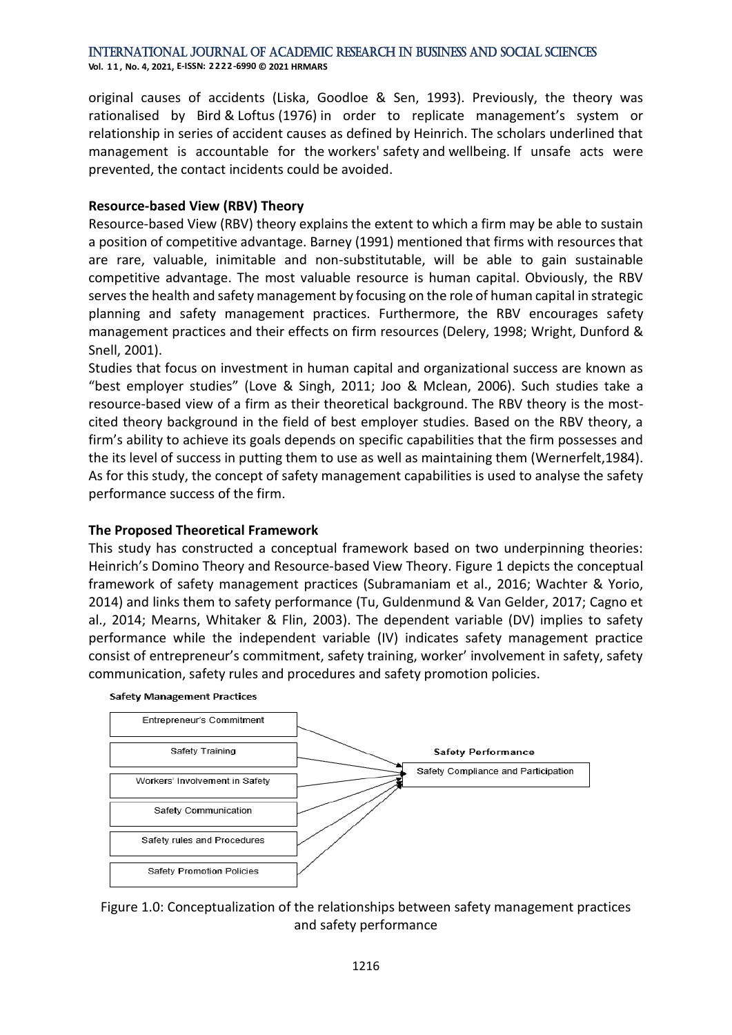original causes of accidents (Liska, Goodloe & Sen, 1993). Previously, the theory was rationalised by Bird & Loftus (1976) in order to replicate management's system or relationship in series of accident causes as defined by Heinrich. The scholars underlined that management is accountable for the workers' safety and wellbeing. If unsafe acts were prevented, the contact incidents could be avoided.

**Resource-based View (RBV) Theory**

Resource-based View (RBV) theory explains the extent to which a firm may be able to sustain a position of competitive advantage. Barney (1991) mentioned that firms with resources that are rare, valuable, inimitable and non-substitutable, will be able to gain sustainable competitive advantage. The most valuable resource is human capital. Obviously, the RBV serves the health and safety management by focusing on the role of human capital in strategic planning and safety management practices. Furthermore, the RBV encourages safety management practices and their effects on firm resources (Delery, 1998; Wright, Dunford & Snell, 2001).

Studies that focus on investment in human capital and organizational success are known as "best employer studies" (Love & Singh, 2011; Joo & Mclean, 2006). Such studies take a resource-based view of a firm as their theoretical background. The RBV theory is the most-cited theory background in the field of best employer studies. Based on the RBV theory, a firm's ability to achieve its goals depends on specific capabilities that the firm possesses and the its level of success in putting them to use as well as maintaining them (Wernerfelt,1984). As for this study, the concept of safety management capabilities is used to analyse the safety performance success of the firm.

**The Proposed Theoretical Framework**

This study has constructed a conceptual framework based on two underpinning theories: Heinrich's Domino Theory and Resource-based View Theory. Figure 1 depicts the conceptual framework of safety management practices (Subramaniam et al., 2016; Wachter & Yorio, 2014) and links them to safety performance (Tu, Guldenmund & Van Gelder, 2017; Cagno et al., 2014; Mearns, Whitaker & Flin, 2003). The dependent variable (DV) implies to safety performance while the independent variable (IV) indicates safety management practice consist of entrepreneur's commitment, safety training, worker' involvement in safety, safety communication, safety rules and procedures and safety promotion policies.

**Safety Management Practices**

- Entrepreneur's Commitment
- Safety Training
- Workers' Involvement in Safety
- Safety Communication
- Safety rules and Procedures
- Safety Promotion Policies

**Safety Performance**

- Safety Compliance and Participation

Figure 1.0: Conceptualization of the relationships between safety management practices and safety performance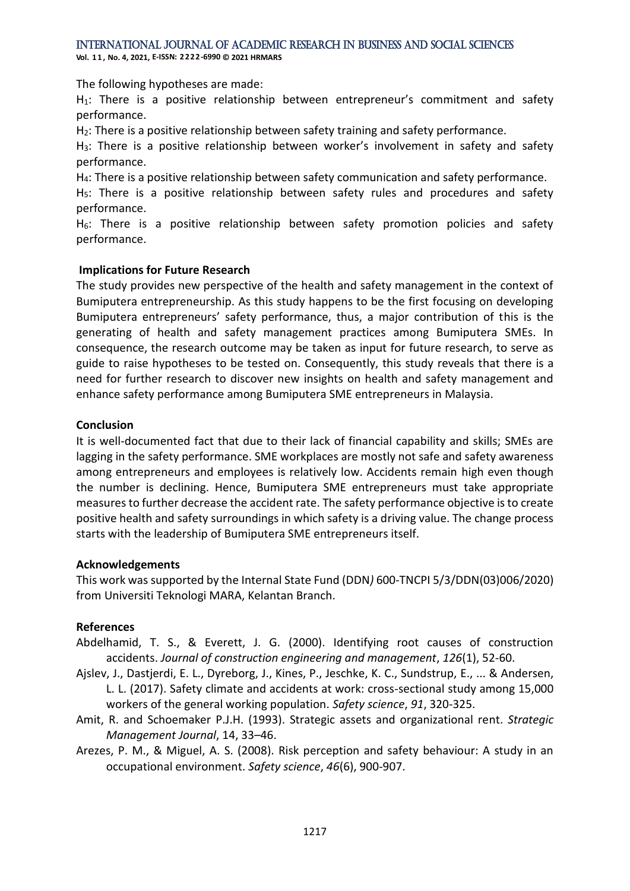The following hypotheses are made:

$H_1$: There is a positive relationship between entrepreneur's commitment and safety performance.

$H_2$: There is a positive relationship between safety training and safety performance.

$H_3$: There is a positive relationship between worker's involvement in safety and safety performance.

$H_4$: There is a positive relationship between safety communication and safety performance.

$H_5$: There is a positive relationship between safety rules and procedures and safety performance.

$H_6$: There is a positive relationship between safety promotion policies and safety performance.

**Implications for Future Research**

The study provides new perspective of the health and safety management in the context of Bumiputera entrepreneurship. As this study happens to be the first focusing on developing Bumiputera entrepreneurs' safety performance, thus, a major contribution of this is the generating of health and safety management practices among Bumiputera SMEs. In consequence, the research outcome may be taken as input for future research, to serve as guide to raise hypotheses to be tested on. Consequently, this study reveals that there is a need for further research to discover new insights on health and safety management and enhance safety performance among Bumiputera SME entrepreneurs in Malaysia.

**Conclusion**

It is well-documented fact that due to their lack of financial capability and skills; SMEs are lagging in the safety performance. SME workplaces are mostly not safe and safety awareness among entrepreneurs and employees is relatively low. Accidents remain high even though the number is declining. Hence, Bumiputera SME entrepreneurs must take appropriate measures to further decrease the accident rate. The safety performance objective is to create positive health and safety surroundings in which safety is a driving value. The change process starts with the leadership of Bumiputera SME entrepreneurs itself.

**Acknowledgements**

This work was supported by the Internal State Fund (DDN*)* 600-TNCPI 5/3/DDN(03)006/2020) from Universiti Teknologi MARA, Kelantan Branch.

**References**

Abdelhamid, T. S., & Everett, J. G. (2000). Identifying root causes of construction accidents. *Journal of construction engineering and management*, *126*(1), 52-60.

Ajslev, J., Dastjerdi, E. L., Dyreborg, J., Kines, P., Jeschke, K. C., Sundstrup, E., ... & Andersen, L. L. (2017). Safety climate and accidents at work: cross-sectional study among 15,000 workers of the general working population. *Safety science*, *91*, 320-325.

Amit, R. and Schoemaker P.J.H. (1993). Strategic assets and organizational rent. *Strategic Management Journal*, 14, 33–46.

Arezes, P. M., & Miguel, A. S. (2008). Risk perception and safety behaviour: A study in an occupational environment. *Safety science*, *46*(6), 900-907.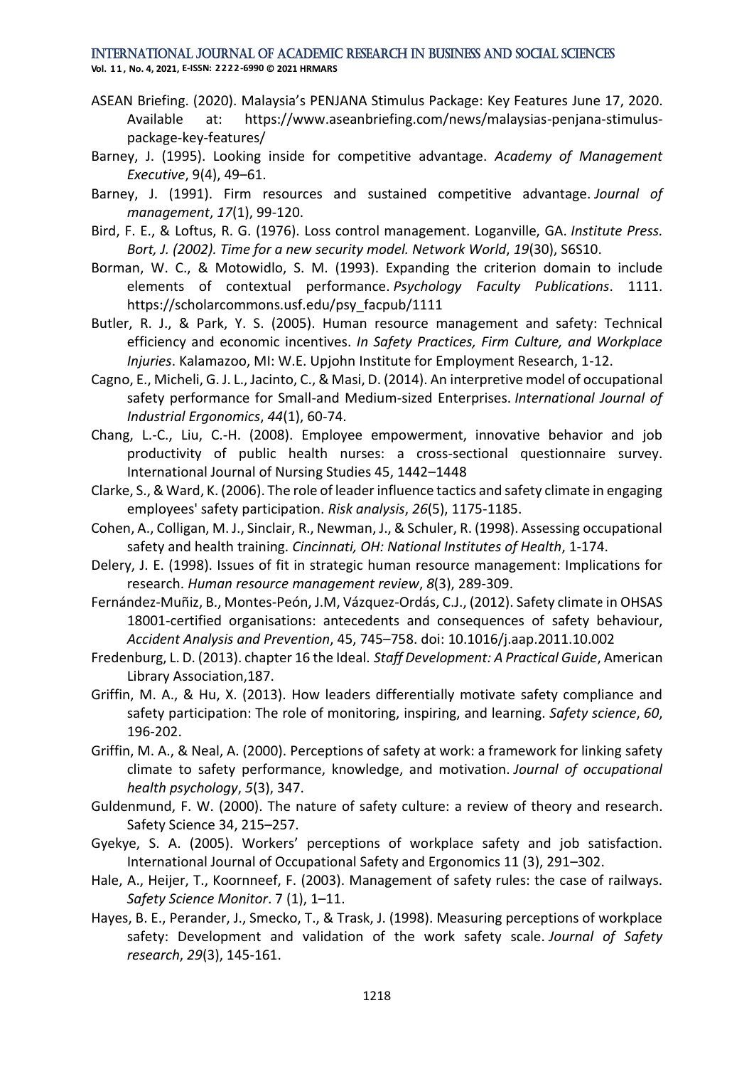ASEAN Briefing. (2020). Malaysia's PENJANA Stimulus Package: Key Features June 17, 2020. Available at: https://www.aseanbriefing.com/news/malaysias-penjana-stimulus-package-key-features/

Barney, J. (1995). Looking inside for competitive advantage. *Academy of Management Executive*, 9(4), 49–61.

Barney, J. (1991). Firm resources and sustained competitive advantage. *Journal of management*, *17*(1), 99-120.

Bird, F. E., & Loftus, R. G. (1976). Loss control management. Loganville, GA. *Institute Press. Bort, J. (2002). Time for a new security model. Network World*, *19*(30), S6S10.

Borman, W. C., & Motowidlo, S. M. (1993). Expanding the criterion domain to include elements of contextual performance. *Psychology Faculty Publications*. 1111. https://scholarcommons.usf.edu/psy_facpub/1111

Butler, R. J., & Park, Y. S. (2005). Human resource management and safety: Technical efficiency and economic incentives. *In Safety Practices, Firm Culture, and Workplace Injuries*. Kalamazoo, MI: W.E. Upjohn Institute for Employment Research, 1-12.

Cagno, E., Micheli, G. J. L., Jacinto, C., & Masi, D. (2014). An interpretive model of occupational safety performance for Small-and Medium-sized Enterprises. *International Journal of Industrial Ergonomics*, *44*(1), 60-74.

Chang, L.-C., Liu, C.-H. (2008). Employee empowerment, innovative behavior and job productivity of public health nurses: a cross-sectional questionnaire survey. International Journal of Nursing Studies 45, 1442–1448

Clarke, S., & Ward, K. (2006). The role of leader influence tactics and safety climate in engaging employees' safety participation. *Risk analysis*, *26*(5), 1175-1185.

Cohen, A., Colligan, M. J., Sinclair, R., Newman, J., & Schuler, R. (1998). Assessing occupational safety and health training. *Cincinnati, OH: National Institutes of Health*, 1-174.

Delery, J. E. (1998). Issues of fit in strategic human resource management: Implications for research. *Human resource management review*, *8*(3), 289-309.

Fernández-Muñiz, B., Montes-Peón, J.M, Vázquez-Ordás, C.J., (2012). Safety climate in OHSAS 18001-certified organisations: antecedents and consequences of safety behaviour, *Accident Analysis and Prevention*, 45, 745–758. doi: 10.1016/j.aap.2011.10.002

Fredenburg, L. D. (2013). chapter 16 the Ideal. *Staff Development: A Practical Guide*, American Library Association,187.

Griffin, M. A., & Hu, X. (2013). How leaders differentially motivate safety compliance and safety participation: The role of monitoring, inspiring, and learning. *Safety science*, *60*, 196-202.

Griffin, M. A., & Neal, A. (2000). Perceptions of safety at work: a framework for linking safety climate to safety performance, knowledge, and motivation. *Journal of occupational health psychology*, *5*(3), 347.

Guldenmund, F. W. (2000). The nature of safety culture: a review of theory and research. Safety Science 34, 215–257.

Gyekye, S. A. (2005). Workers' perceptions of workplace safety and job satisfaction. International Journal of Occupational Safety and Ergonomics 11 (3), 291–302.

Hale, A., Heijer, T., Koornneef, F. (2003). Management of safety rules: the case of railways. *Safety Science Monitor*. 7 (1), 1–11.

Hayes, B. E., Perander, J., Smecko, T., & Trask, J. (1998). Measuring perceptions of workplace safety: Development and validation of the work safety scale. *Journal of Safety research*, *29*(3), 145-161.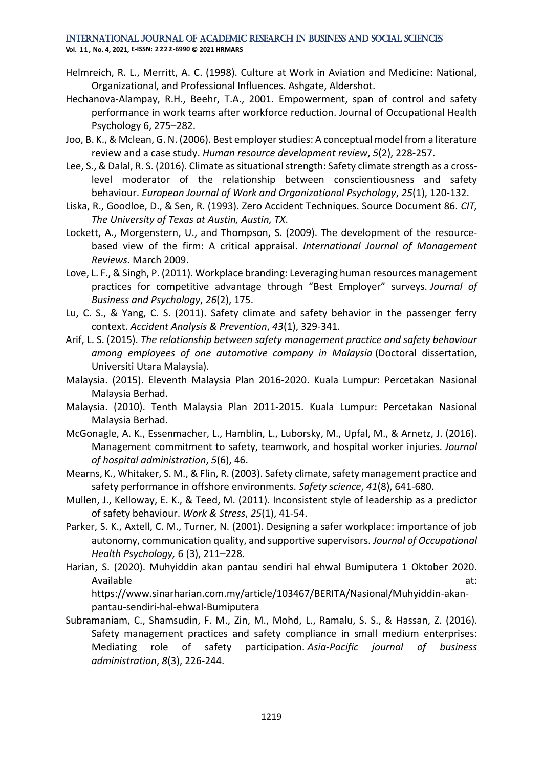Helmreich, R. L., Merritt, A. C. (1998). Culture at Work in Aviation and Medicine: National, Organizational, and Professional Influences. Ashgate, Aldershot.

Hechanova-Alampay, R.H., Beehr, T.A., 2001. Empowerment, span of control and safety performance in work teams after workforce reduction. Journal of Occupational Health Psychology 6, 275–282.

Joo, B. K., & Mclean, G. N. (2006). Best employer studies: A conceptual model from a literature review and a case study. *Human resource development review*, *5*(2), 228-257.

Lee, S., & Dalal, R. S. (2016). Climate as situational strength: Safety climate strength as a cross-level moderator of the relationship between conscientiousness and safety behaviour. *European Journal of Work and Organizational Psychology*, *25*(1), 120-132.

Liska, R., Goodloe, D., & Sen, R. (1993). Zero Accident Techniques. Source Document 86. *CIT, The University of Texas at Austin, Austin, TX*.

Lockett, A., Morgenstern, U., and Thompson, S. (2009). The development of the resource-based view of the firm: A critical appraisal. *International Journal of Management Reviews.* March 2009.

Love, L. F., & Singh, P. (2011). Workplace branding: Leveraging human resources management practices for competitive advantage through "Best Employer" surveys. *Journal of Business and Psychology*, *26*(2), 175.

Lu, C. S., & Yang, C. S. (2011). Safety climate and safety behavior in the passenger ferry context. *Accident Analysis & Prevention*, *43*(1), 329-341.

Arif, L. S. (2015). *The relationship between safety management practice and safety behaviour among employees of one automotive company in Malaysia* (Doctoral dissertation, Universiti Utara Malaysia).

Malaysia. (2015). Eleventh Malaysia Plan 2016-2020. Kuala Lumpur: Percetakan Nasional Malaysia Berhad.

Malaysia. (2010). Tenth Malaysia Plan 2011-2015. Kuala Lumpur: Percetakan Nasional Malaysia Berhad.

McGonagle, A. K., Essenmacher, L., Hamblin, L., Luborsky, M., Upfal, M., & Arnetz, J. (2016). Management commitment to safety, teamwork, and hospital worker injuries. *Journal of hospital administration*, *5*(6), 46.

Mearns, K., Whitaker, S. M., & Flin, R. (2003). Safety climate, safety management practice and safety performance in offshore environments. *Safety science*, *41*(8), 641-680.

Mullen, J., Kelloway, E. K., & Teed, M. (2011). Inconsistent style of leadership as a predictor of safety behaviour. *Work & Stress*, *25*(1), 41-54.

Parker, S. K., Axtell, C. M., Turner, N. (2001). Designing a safer workplace: importance of job autonomy, communication quality, and supportive supervisors. *Journal of Occupational Health Psychology,* 6 (3), 211–228.

Harian, S. (2020). Muhyiddin akan pantau sendiri hal ehwal Bumiputera 1 Oktober 2020. Available at: https://www.sinarharian.com.my/article/103467/BERITA/Nasional/Muhyiddin-akan-pantau-sendiri-hal-ehwal-Bumiputera

Subramaniam, C., Shamsudin, F. M., Zin, M., Mohd, L., Ramalu, S. S., & Hassan, Z. (2016). Safety management practices and safety compliance in small medium enterprises: Mediating role of safety participation. *Asia-Pacific journal of business administration*, *8*(3), 226-244.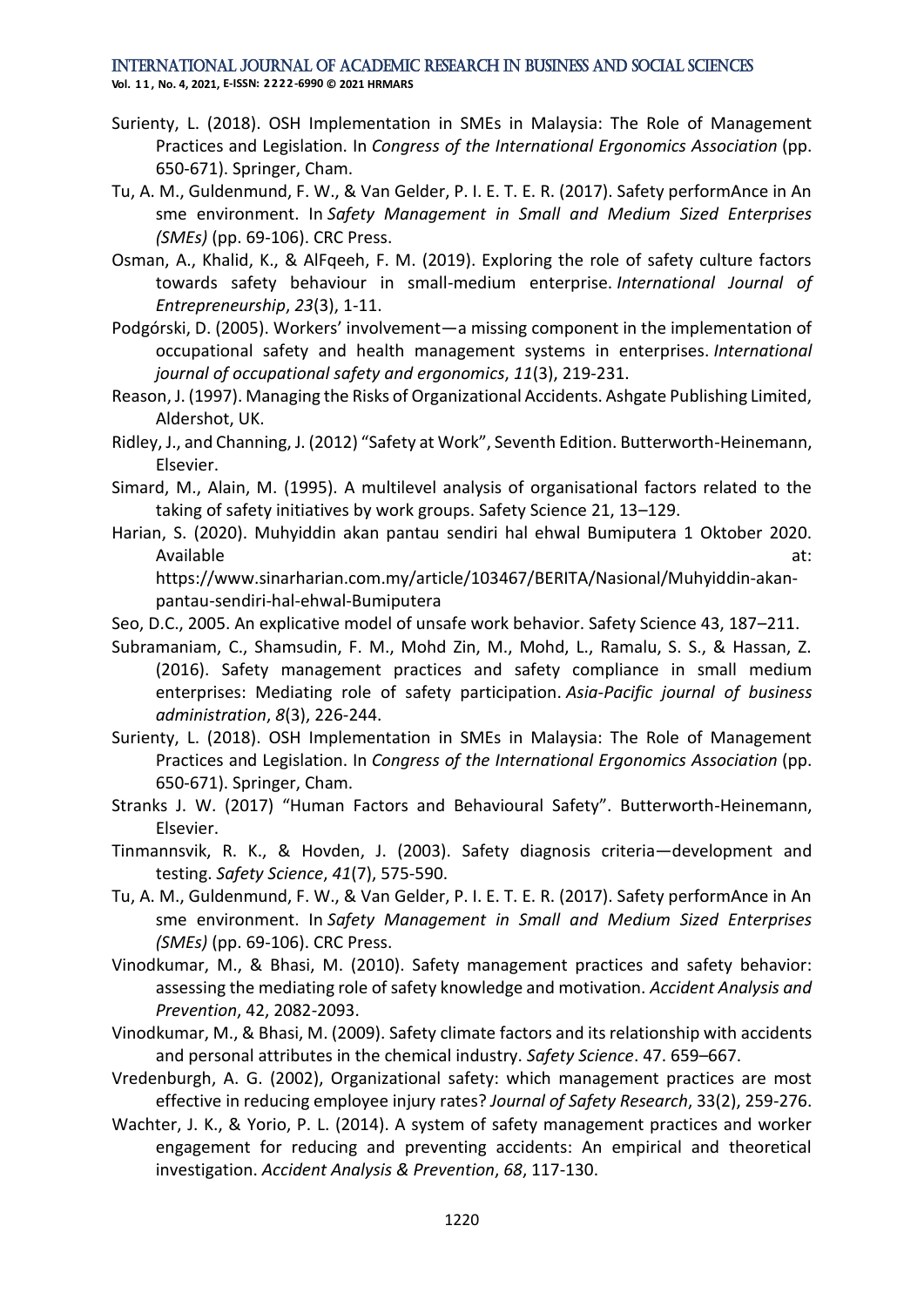Surienty, L. (2018). OSH Implementation in SMEs in Malaysia: The Role of Management Practices and Legislation. In *Congress of the International Ergonomics Association* (pp. 650-671). Springer, Cham.

Tu, A. M., Guldenmund, F. W., & Van Gelder, P. I. E. T. E. R. (2017). Safety performAnce in An sme environment. In *Safety Management in Small and Medium Sized Enterprises (SMEs)* (pp. 69-106). CRC Press.

Osman, A., Khalid, K., & AlFqeeh, F. M. (2019). Exploring the role of safety culture factors towards safety behaviour in small-medium enterprise. *International Journal of Entrepreneurship*, *23*(3), 1-11.

Podgórski, D. (2005). Workers' involvement—a missing component in the implementation of occupational safety and health management systems in enterprises. *International journal of occupational safety and ergonomics*, *11*(3), 219-231.

Reason, J. (1997). Managing the Risks of Organizational Accidents. Ashgate Publishing Limited, Aldershot, UK.

Ridley, J., and Channing, J. (2012) "Safety at Work", Seventh Edition. Butterworth-Heinemann, Elsevier.

Simard, M., Alain, M. (1995). A multilevel analysis of organisational factors related to the taking of safety initiatives by work groups. Safety Science 21, 13–129.

Harian, S. (2020). Muhyiddin akan pantau sendiri hal ehwal Bumiputera 1 Oktober 2020. Available at: https://www.sinarharian.com.my/article/103467/BERITA/Nasional/Muhyiddin-akan-pantau-sendiri-hal-ehwal-Bumiputera

Seo, D.C., 2005. An explicative model of unsafe work behavior. Safety Science 43, 187–211.

Subramaniam, C., Shamsudin, F. M., Mohd Zin, M., Mohd, L., Ramalu, S. S., & Hassan, Z. (2016). Safety management practices and safety compliance in small medium enterprises: Mediating role of safety participation. *Asia-Pacific journal of business administration*, *8*(3), 226-244.

Surienty, L. (2018). OSH Implementation in SMEs in Malaysia: The Role of Management Practices and Legislation. In *Congress of the International Ergonomics Association* (pp. 650-671). Springer, Cham.

Stranks J. W. (2017) "Human Factors and Behavioural Safety". Butterworth-Heinemann, Elsevier.

Tinmannsvik, R. K., & Hovden, J. (2003). Safety diagnosis criteria—development and testing. *Safety Science*, *41*(7), 575-590.

Tu, A. M., Guldenmund, F. W., & Van Gelder, P. I. E. T. E. R. (2017). Safety performAnce in An sme environment. In *Safety Management in Small and Medium Sized Enterprises (SMEs)* (pp. 69-106). CRC Press.

Vinodkumar, M., & Bhasi, M. (2010). Safety management practices and safety behavior: assessing the mediating role of safety knowledge and motivation. *Accident Analysis and Prevention*, 42, 2082-2093.

Vinodkumar, M., & Bhasi, M. (2009). Safety climate factors and its relationship with accidents and personal attributes in the chemical industry. *Safety Science*. 47. 659–667.

Vredenburgh, A. G. (2002), Organizational safety: which management practices are most effective in reducing employee injury rates? *Journal of Safety Research*, 33(2), 259-276.

Wachter, J. K., & Yorio, P. L. (2014). A system of safety management practices and worker engagement for reducing and preventing accidents: An empirical and theoretical investigation. *Accident Analysis & Prevention*, *68*, 117-130.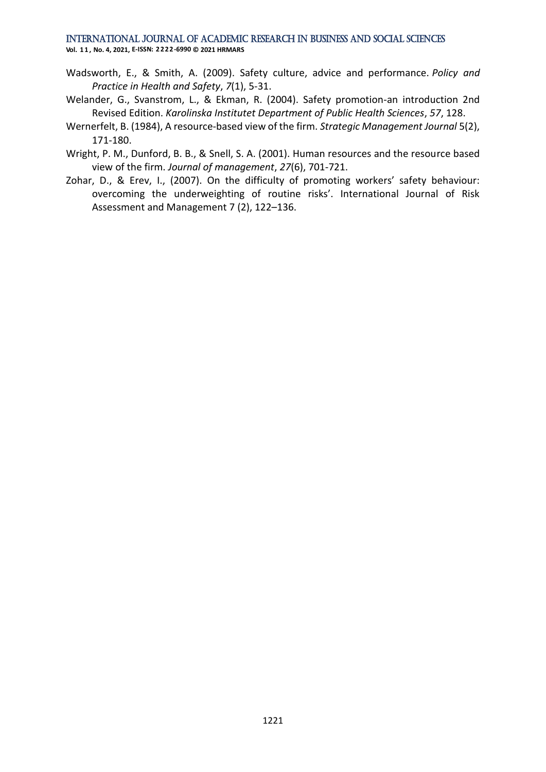Wadsworth, E., & Smith, A. (2009). Safety culture, advice and performance. *Policy and Practice in Health and Safety*, *7*(1), 5-31.

Welander, G., Svanstrom, L., & Ekman, R. (2004). Safety promotion-an introduction 2nd Revised Edition. *Karolinska Institutet Department of Public Health Sciences*, *57*, 128.

Wernerfelt, B. (1984), A resource-based view of the firm. *Strategic Management Journal* 5(2), 171-180.

Wright, P. M., Dunford, B. B., & Snell, S. A. (2001). Human resources and the resource based view of the firm. *Journal of management*, *27*(6), 701-721.

Zohar, D., & Erev, I., (2007). On the difficulty of promoting workers' safety behaviour: overcoming the underweighting of routine risks'. International Journal of Risk Assessment and Management 7 (2), 122–136.